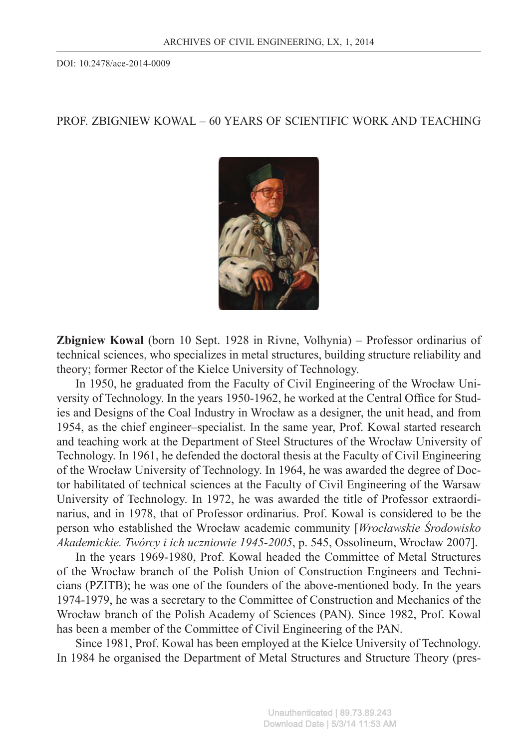DOI: 10.2478/ace-2014-0009

# PROF. ZBIGNIEW KOWAL – 60 YEARS OF SCIENTIFIC WORK AND TEACHING

**Zbigniew Kowal** (born 10 Sept. 1928 in Rivne, Volhynia) – Professor ordinarius of technical sciences, who specializes in metal structures, building structure reliability and theory; former Rector of the Kielce University of Technology.

In 1950, he graduated from the Faculty of Civil Engineering of the Wrocław University of Technology. In the years 1950-1962, he worked at the Central Office for Studies and Designs of the Coal Industry in Wrocław as a designer, the unit head, and from 1954, as the chief engineer–specialist. In the same year, Prof. Kowal started research and teaching work at the Department of Steel Structures of the Wrocław University of Technology. In 1961, he defended the doctoral thesis at the Faculty of Civil Engineering of the Wrocław University of Technology. In 1964, he was awarded the degree of Doctor habilitated of technical sciences at the Faculty of Civil Engineering of the Warsaw University of Technology. In 1972, he was awarded the title of Professor extraordinarius, and in 1978, that of Professor ordinarius. Prof. Kowal is considered to be the person who established the Wrocław academic community [*Wrocławskie Środowisko Akademickie. Twórcy i ich uczniowie 1945-2005*, p. 545, Ossolineum, Wrocław 2007].

In the years 1969-1980, Prof. Kowal headed the Committee of Metal Structures of the Wrocław branch of the Polish Union of Construction Engineers and Technicians (PZITB); he was one of the founders of the above-mentioned body. In the years 1974-1979, he was a secretary to the Committee of Construction and Mechanics of the Wrocław branch of the Polish Academy of Sciences (PAN). Since 1982, Prof. Kowal has been a member of the Committee of Civil Engineering of the PAN.

Since 1981, Prof. Kowal has been employed at the Kielce University of Technology. In 1984 he organised the Department of Metal Structures and Structure Theory (pres-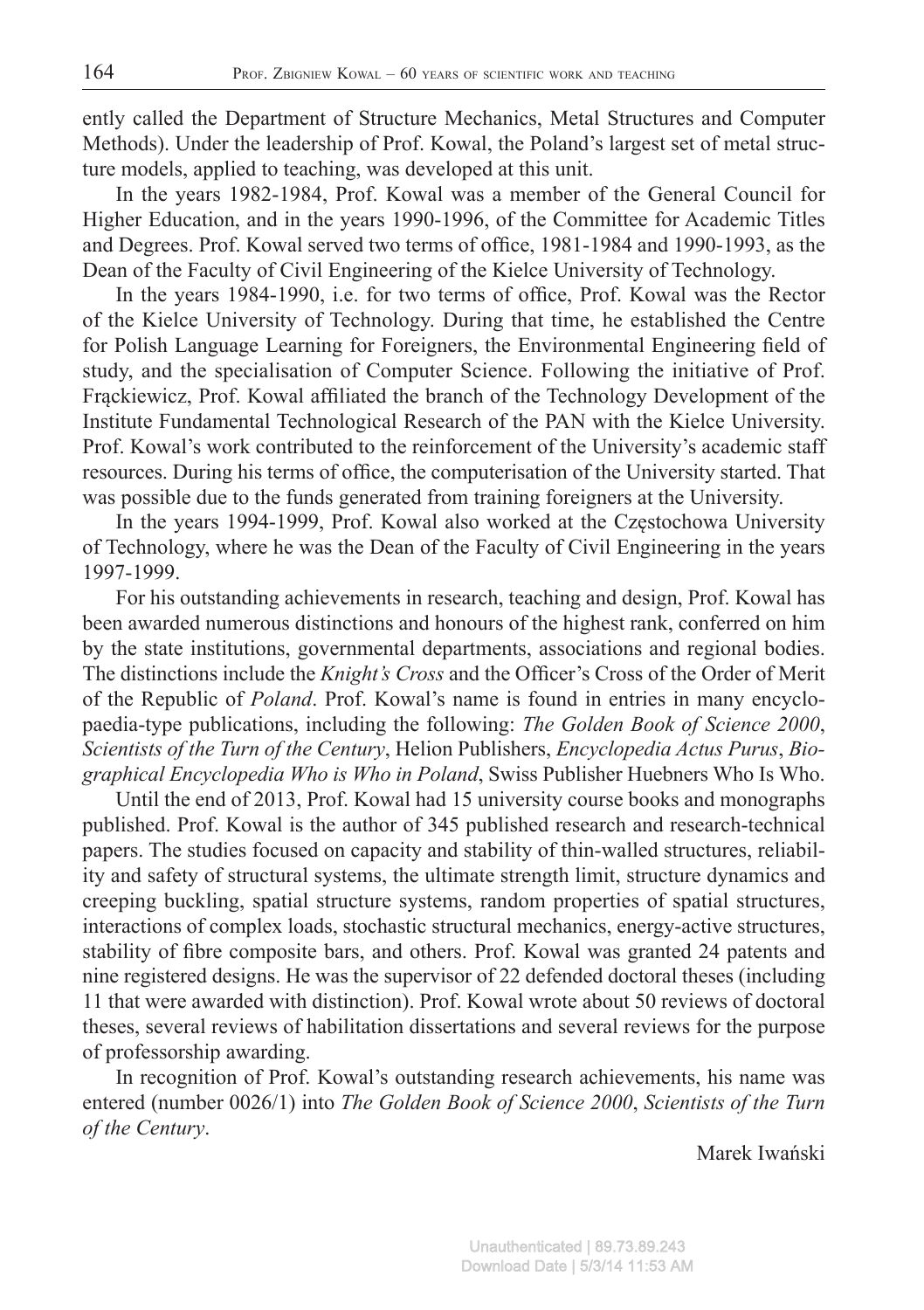ently called the Department of Structure Mechanics, Metal Structures and Computer Methods). Under the leadership of Prof. Kowal, the Poland's largest set of metal structure models, applied to teaching, was developed at this unit.

In the years 1982-1984, Prof. Kowal was a member of the General Council for Higher Education, and in the years 1990-1996, of the Committee for Academic Titles and Degrees. Prof. Kowal served two terms of office, 1981-1984 and 1990-1993, as the Dean of the Faculty of Civil Engineering of the Kielce University of Technology.

In the years 1984-1990, i.e. for two terms of office, Prof. Kowal was the Rector of the Kielce University of Technology. During that time, he established the Centre for Polish Language Learning for Foreigners, the Environmental Engineering field of study, and the specialisation of Computer Science. Following the initiative of Prof. Frąckiewicz, Prof. Kowal affiliated the branch of the Technology Development of the Institute Fundamental Technological Research of the PAN with the Kielce University. Prof. Kowal's work contributed to the reinforcement of the University's academic staff resources. During his terms of office, the computerisation of the University started. That was possible due to the funds generated from training foreigners at the University.

In the years 1994-1999, Prof. Kowal also worked at the Częstochowa University of Technology, where he was the Dean of the Faculty of Civil Engineering in the years 1997-1999.

For his outstanding achievements in research, teaching and design, Prof. Kowal has been awarded numerous distinctions and honours of the highest rank, conferred on him by the state institutions, governmental departments, associations and regional bodies. The distinctions include the *Knight's Cross* and the Officer's Cross of the Order of Merit of the Republic of *Poland*. Prof. Kowal's name is found in entries in many encyclopaedia-type publications, including the following: *The Golden Book of Science 2000*, *Scientists of the Turn of the Century*, Helion Publishers, *Encyclopedia Actus Purus*, *Biographical Encyclopedia Who is Who in Poland*, Swiss Publisher Huebners Who Is Who.

Until the end of 2013, Prof. Kowal had 15 university course books and monographs published. Prof. Kowal is the author of 345 published research and research-technical papers. The studies focused on capacity and stability of thin-walled structures, reliability and safety of structural systems, the ultimate strength limit, structure dynamics and creeping buckling, spatial structure systems, random properties of spatial structures, interactions of complex loads, stochastic structural mechanics, energy-active structures, stability of fibre composite bars, and others. Prof. Kowal was granted 24 patents and nine registered designs. He was the supervisor of 22 defended doctoral theses (including 11 that were awarded with distinction). Prof. Kowal wrote about 50 reviews of doctoral theses, several reviews of habilitation dissertations and several reviews for the purpose of professorship awarding.

In recognition of Prof. Kowal's outstanding research achievements, his name was entered (number 0026/1) into *The Golden Book of Science 2000*, *Scientists of the Turn of the Century*.

Marek Iwański